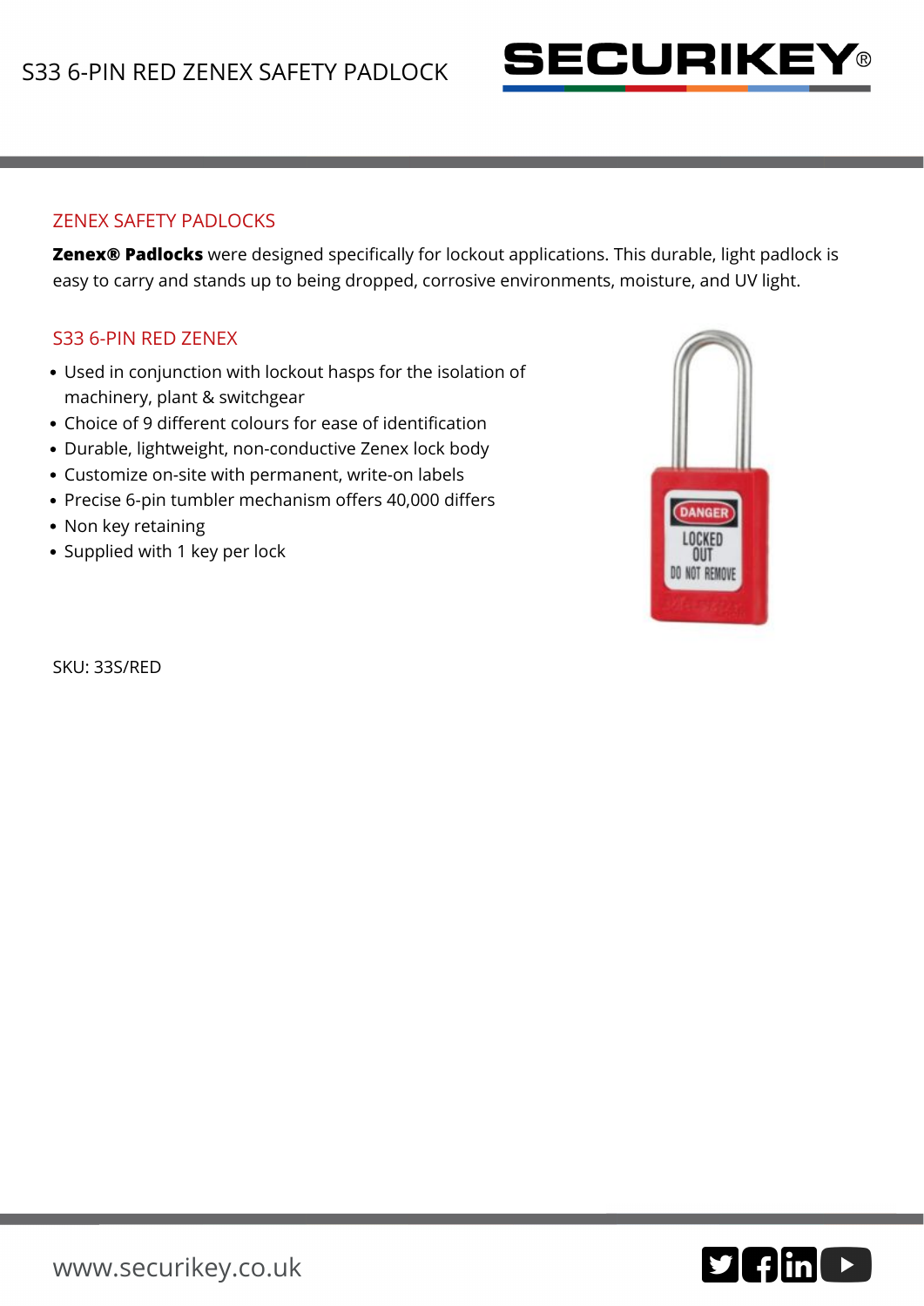# S33 6-PIN RED ZENEX SAFETY PADLOCK

## ZENEX SAFETY PADLOCKS

**Zenex® Padlocks** were designed specifically for lockout applications. This durable, light padlock is easy to carry and stands up to being dropped, corrosive environments, moisture, and UV light.

## S33 6-PIN RED ZENEX

- Used in conjunction with lockout hasps for the isolation of machinery, plant & switchgear
- Choice of 9 different colours for ease of identification
- Durable, lightweight, non-conductive Zenex lock body
- Customize on-site with permanent, write-on labels
- Precise 6-pin tumbler mechanism offers 40,000 differs
- Non key retaining
- Supplied with 1 key per lock

SKU: 33S/RED

www.securikey.co.uk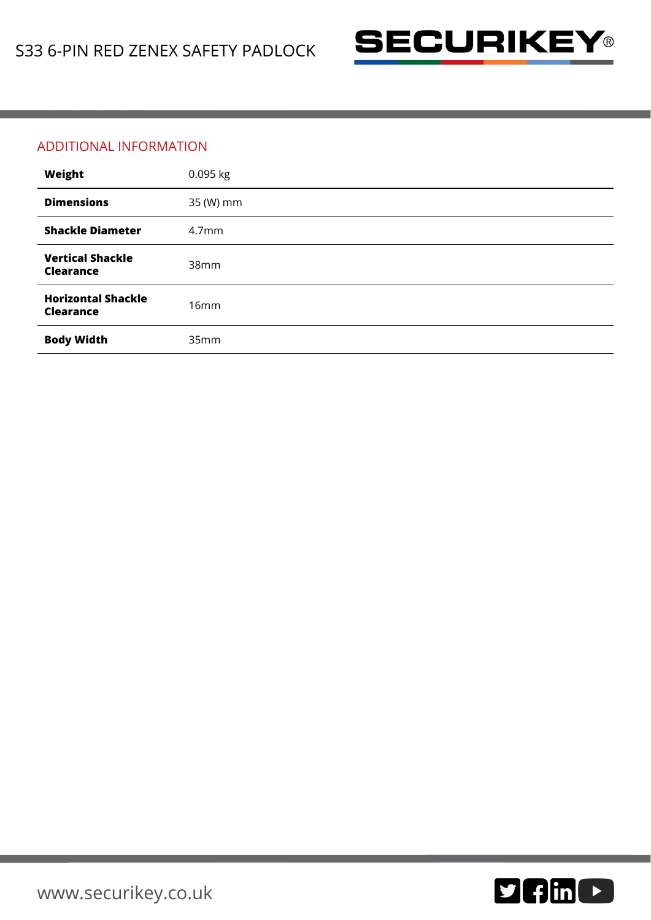## ADDITIONAL INFORMATION

| | |
|---|---|
| **Weight** | 0.095 kg |
| **Dimensions** | 35 (W) mm |
| **Shackle Diameter** | 4.7mm |
| **Vertical Shackle Clearance** | 38mm |
| **Horizontal Shackle Clearance** | 16mm |
| **Body Width** | 35mm |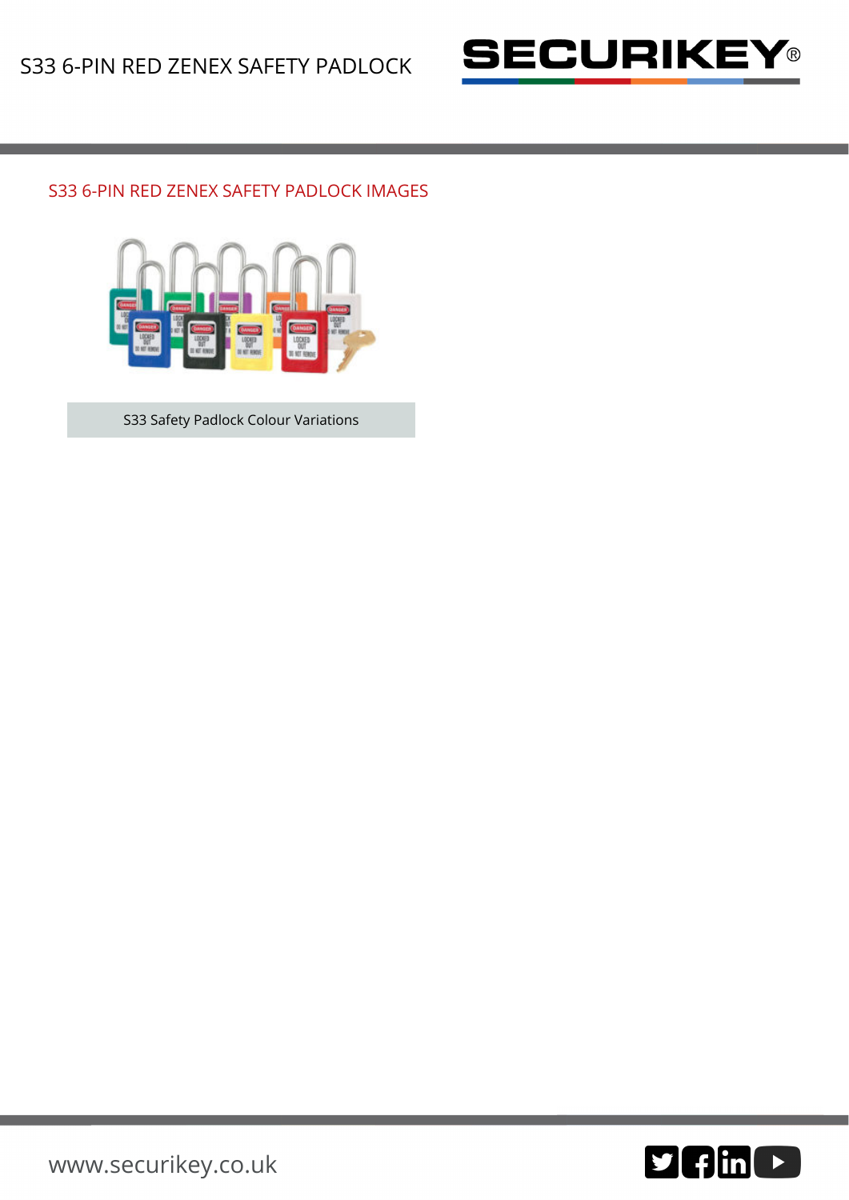## S33 6-PIN RED ZENEX SAFETY PADLOCK IMAGES

S33 Safety Padlock Colour Variations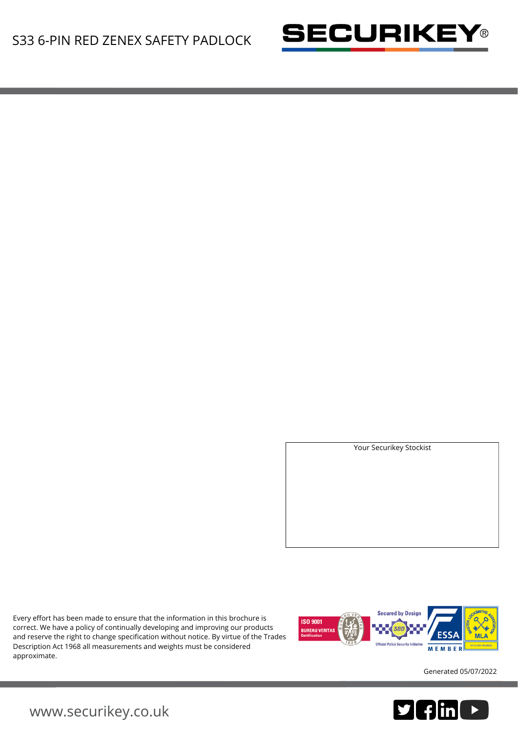# S33 6-PIN RED ZENEX SAFETY PADLOCK

SECURIKEY®

Your Securikey Stockist

Every effort has been made to ensure that the information in this brochure is correct. We have a policy of continually developing and improving our products and reserve the right to change specification without notice. By virtue of the Trades Description Act 1968 all measurements and weights must be considered approximate.

ISO 9001 BUREAU VERITAS Certification

Secured by Design SBD Official Police Security Initiative

ESSA MEMBER

MASTER LOCKSMITHS ASSOCIATION MLA AFFILIATE MEMBER

Generated 05/07/2022

www.securikey.co.uk